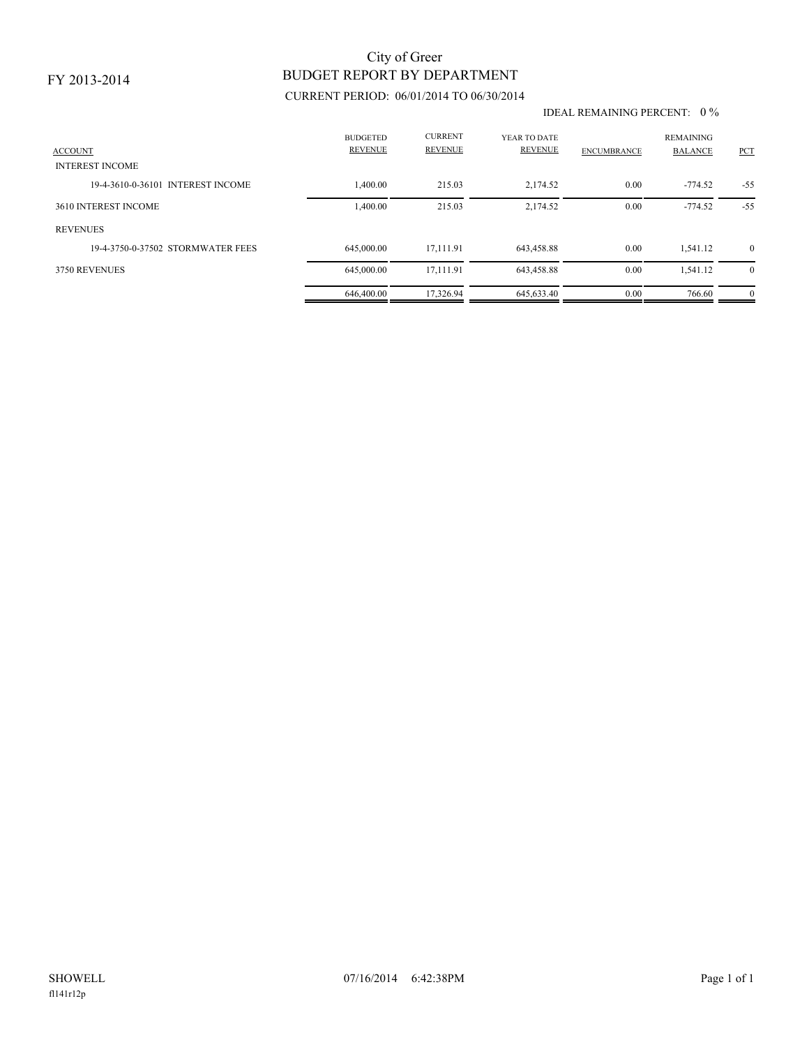# City of Greer
## BUDGET REPORT BY DEPARTMENT

FY 2013-2014

CURRENT PERIOD: 06/01/2014 TO 06/30/2014

IDEAL REMAINING PERCENT: 0 %

| ACCOUNT | BUDGETED REVENUE | CURRENT REVENUE | YEAR TO DATE REVENUE | ENCUMBRANCE | REMAINING BALANCE | PCT |
|---|---|---|---|---|---|---|
| INTEREST INCOME | | | | | | |
| 19-4-3610-0-36101 INTEREST INCOME | 1,400.00 | 215.03 | 2,174.52 | 0.00 | -774.52 | -55 |
| 3610 INTEREST INCOME | 1,400.00 | 215.03 | 2,174.52 | 0.00 | -774.52 | -55 |
| REVENUES | | | | | | |
| 19-4-3750-0-37502 STORMWATER FEES | 645,000.00 | 17,111.91 | 643,458.88 | 0.00 | 1,541.12 | 0 |
| 3750 REVENUES | 645,000.00 | 17,111.91 | 643,458.88 | 0.00 | 1,541.12 | 0 |
| | 646,400.00 | 17,326.94 | 645,633.40 | 0.00 | 766.60 | 0 |

SHOWELL 07/16/2014 6:42:38PM

fl141r12p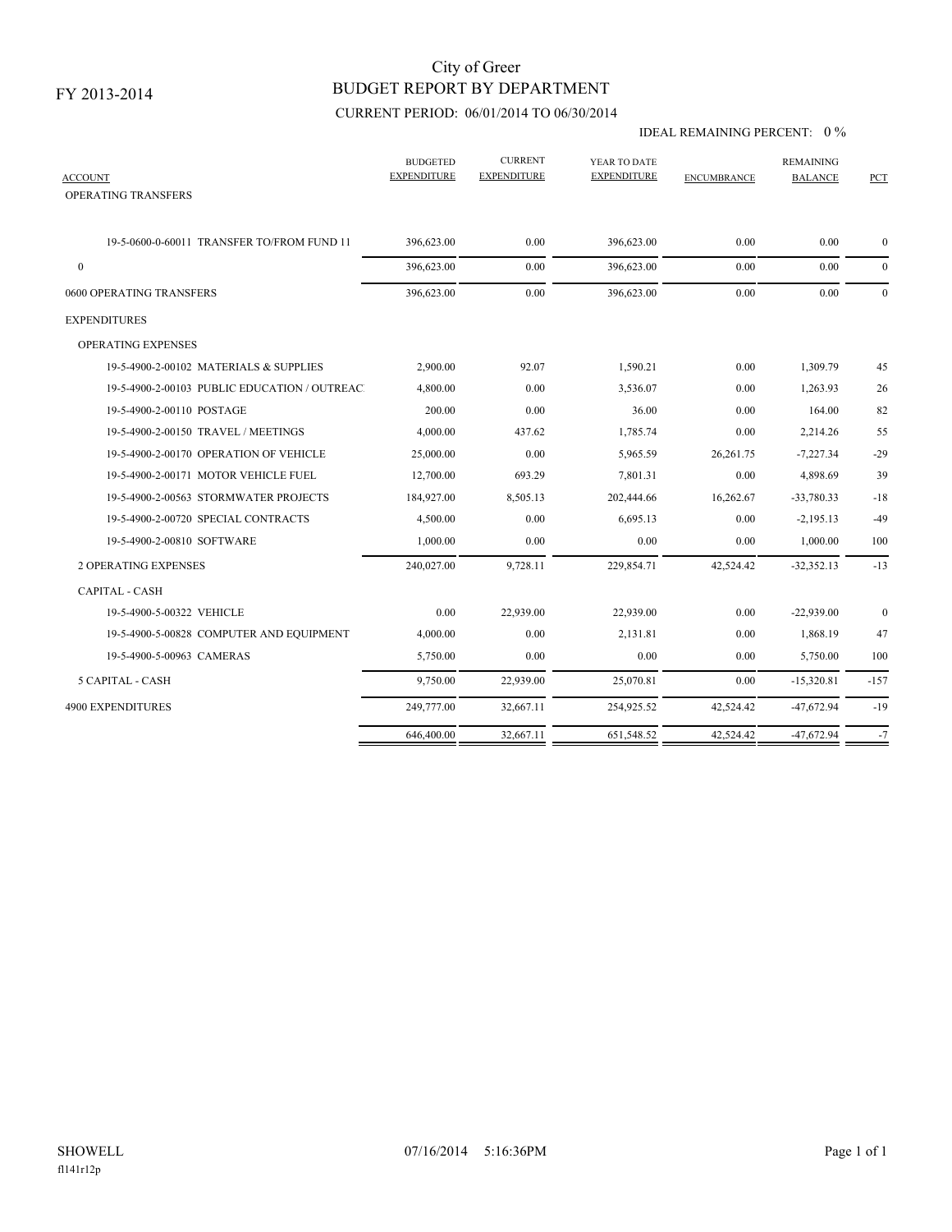FY 2013-2014

# City of Greer
## BUDGET REPORT BY DEPARTMENT
### CURRENT PERIOD: 06/01/2014 TO 06/30/2014

IDEAL REMAINING PERCENT: 0 %

| ACCOUNT | BUDGETED EXPENDITURE | CURRENT EXPENDITURE | YEAR TO DATE EXPENDITURE | ENCUMBRANCE | REMAINING BALANCE | PCT |
|---|---|---|---|---|---|---|
| OPERATING TRANSFERS | | | | | | |
| 19-5-0600-0-60011 TRANSFER TO/FROM FUND 11 | 396,623.00 | 0.00 | 396,623.00 | 0.00 | 0.00 | 0 |
| 0 | 396,623.00 | 0.00 | 396,623.00 | 0.00 | 0.00 | 0 |
| 0600 OPERATING TRANSFERS | 396,623.00 | 0.00 | 396,623.00 | 0.00 | 0.00 | 0 |
| EXPENDITURES | | | | | | |
| OPERATING EXPENSES | | | | | | |
| 19-5-4900-2-00102 MATERIALS & SUPPLIES | 2,900.00 | 92.07 | 1,590.21 | 0.00 | 1,309.79 | 45 |
| 19-5-4900-2-00103 PUBLIC EDUCATION / OUTREAC | 4,800.00 | 0.00 | 3,536.07 | 0.00 | 1,263.93 | 26 |
| 19-5-4900-2-00110 POSTAGE | 200.00 | 0.00 | 36.00 | 0.00 | 164.00 | 82 |
| 19-5-4900-2-00150 TRAVEL / MEETINGS | 4,000.00 | 437.62 | 1,785.74 | 0.00 | 2,214.26 | 55 |
| 19-5-4900-2-00170 OPERATION OF VEHICLE | 25,000.00 | 0.00 | 5,965.59 | 26,261.75 | -7,227.34 | -29 |
| 19-5-4900-2-00171 MOTOR VEHICLE FUEL | 12,700.00 | 693.29 | 7,801.31 | 0.00 | 4,898.69 | 39 |
| 19-5-4900-2-00563 STORMWATER PROJECTS | 184,927.00 | 8,505.13 | 202,444.66 | 16,262.67 | -33,780.33 | -18 |
| 19-5-4900-2-00720 SPECIAL CONTRACTS | 4,500.00 | 0.00 | 6,695.13 | 0.00 | -2,195.13 | -49 |
| 19-5-4900-2-00810 SOFTWARE | 1,000.00 | 0.00 | 0.00 | 0.00 | 1,000.00 | 100 |
| 2 OPERATING EXPENSES | 240,027.00 | 9,728.11 | 229,854.71 | 42,524.42 | -32,352.13 | -13 |
| CAPITAL - CASH | | | | | | |
| 19-5-4900-5-00322 VEHICLE | 0.00 | 22,939.00 | 22,939.00 | 0.00 | -22,939.00 | 0 |
| 19-5-4900-5-00828 COMPUTER AND EQUIPMENT | 4,000.00 | 0.00 | 2,131.81 | 0.00 | 1,868.19 | 47 |
| 19-5-4900-5-00963 CAMERAS | 5,750.00 | 0.00 | 0.00 | 0.00 | 5,750.00 | 100 |
| 5 CAPITAL - CASH | 9,750.00 | 22,939.00 | 25,070.81 | 0.00 | -15,320.81 | -157 |
| 4900 EXPENDITURES | 249,777.00 | 32,667.11 | 254,925.52 | 42,524.42 | -47,672.94 | -19 |
| | 646,400.00 | 32,667.11 | 651,548.52 | 42,524.42 | -47,672.94 | -7 |

SHOWELL 07/16/2014 5:16:36PM

fl141r12p